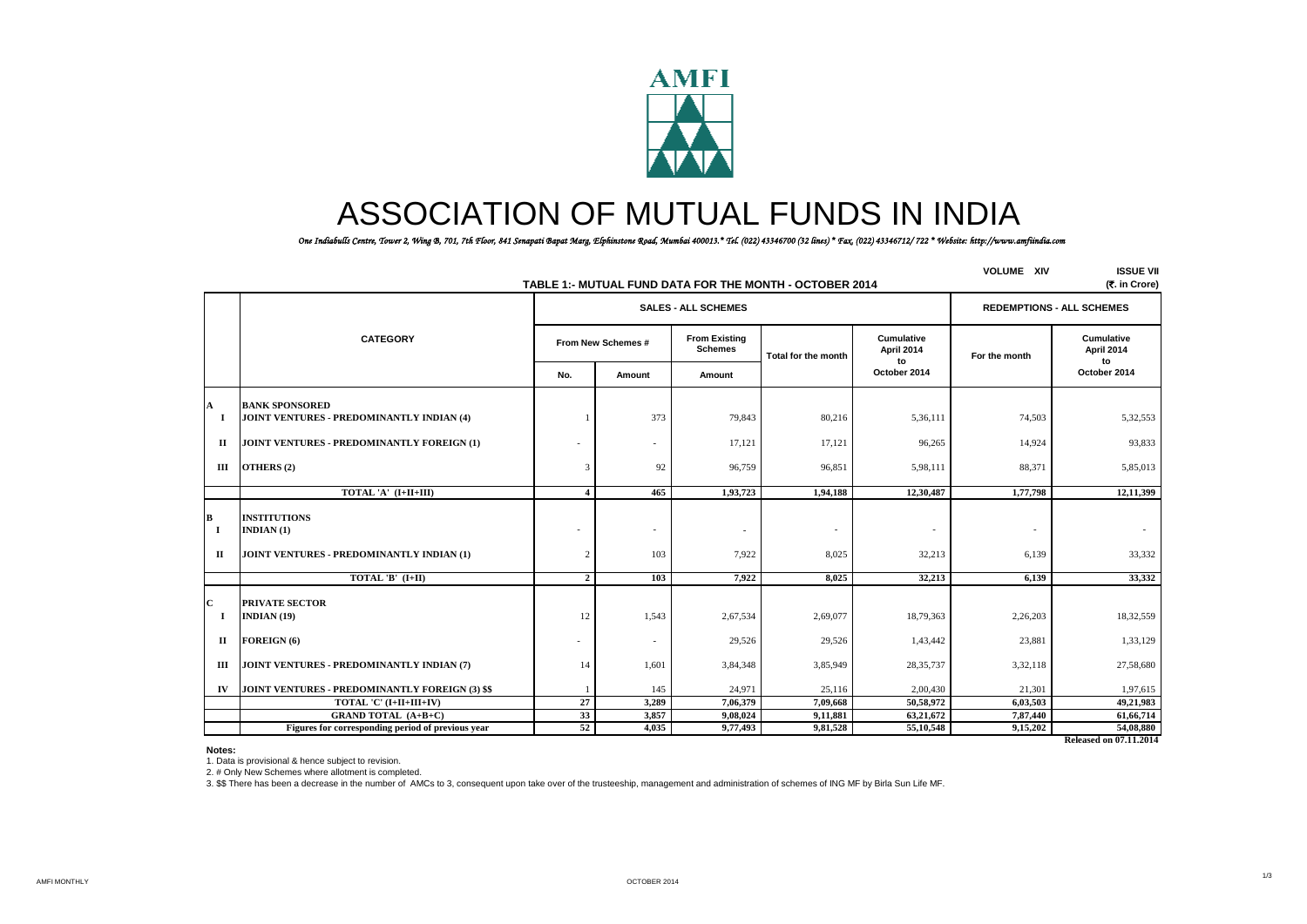# ASSOCIATION OF MUTUAL FUNDS IN INDIA

*One Indiabulls Centre, Tower 2, Wing B, 701, 7th Floor, 841 Senapati Bapat Marg, Elphinstone Road, Mumbai 400013.* Tel. (022) 43346700 (32 lines) * Fax, (022) 43346712/ 722 * Website: http://www.amfiindia.com*

VOLUME XIV ISSUE VII

## TABLE 1:- MUTUAL FUND DATA FOR THE MONTH - OCTOBER 2014

(₹. in Crore)

| | CATEGORY | SALES - ALL SCHEMES | | | | | REDEMPTIONS - ALL SCHEMES | |
|---|---|---|---|---|---|---|---|---|
| | | From New Schemes # | | From Existing Schemes | Total for the month | Cumulative April 2014 to October 2014 | For the month | Cumulative April 2014 to October 2014 |
| | | No. | Amount | Amount | | | | |
| **A** | **BANK SPONSORED** | | | | | | | |
| I | JOINT VENTURES - PREDOMINANTLY INDIAN (4) | 1 | 373 | 79,843 | 80,216 | 5,36,111 | 74,503 | 5,32,553 |
| II | JOINT VENTURES - PREDOMINANTLY FOREIGN (1) | - | - | 17,121 | 17,121 | 96,265 | 14,924 | 93,833 |
| III | OTHERS (2) | 3 | 92 | 96,759 | 96,851 | 5,98,111 | 88,371 | 5,85,013 |
| | **TOTAL 'A' (I+II+III)** | **4** | **465** | **1,93,723** | **1,94,188** | **12,30,487** | **1,77,798** | **12,11,399** |
| **B** | **INSTITUTIONS** | | | | | | | |
| I | INDIAN (1) | - | - | - | - | - | - | - |
| II | JOINT VENTURES - PREDOMINANTLY INDIAN (1) | 2 | 103 | 7,922 | 8,025 | 32,213 | 6,139 | 33,332 |
| | **TOTAL 'B' (I+II)** | **2** | **103** | **7,922** | **8,025** | **32,213** | **6,139** | **33,332** |
| **C** | **PRIVATE SECTOR** | | | | | | | |
| I | INDIAN (19) | 12 | 1,543 | 2,67,534 | 2,69,077 | 18,79,363 | 2,26,203 | 18,32,559 |
| II | FOREIGN (6) | - | - | 29,526 | 29,526 | 1,43,442 | 23,881 | 1,33,129 |
| III | JOINT VENTURES - PREDOMINANTLY INDIAN (7) | 14 | 1,601 | 3,84,348 | 3,85,949 | 28,35,737 | 3,32,118 | 27,58,680 |
| IV | JOINT VENTURES - PREDOMINANTLY FOREIGN (3) $$ | 1 | 145 | 24,971 | 25,116 | 2,00,430 | 21,301 | 1,97,615 |
| | **TOTAL 'C' (I+II+III+IV)** | **27** | **3,289** | **7,06,379** | **7,09,668** | **50,58,972** | **6,03,503** | **49,21,983** |
| | **GRAND TOTAL (A+B+C)** | **33** | **3,857** | **9,08,024** | **9,11,881** | **63,21,672** | **7,87,440** | **61,66,714** |
| | **Figures for corresponding period of previous year** | **52** | **4,035** | **9,77,493** | **9,81,528** | **55,10,548** | **9,15,202** | **54,08,880** |

**Released on 07.11.2014**

**Notes:**

1. Data is provisional & hence subject to revision.
2. # Only New Schemes where allotment is completed.
3. $$ There has been a decrease in the number of AMCs to 3, consequent upon take over of the trusteeship, management and administration of schemes of ING MF by Birla Sun Life MF.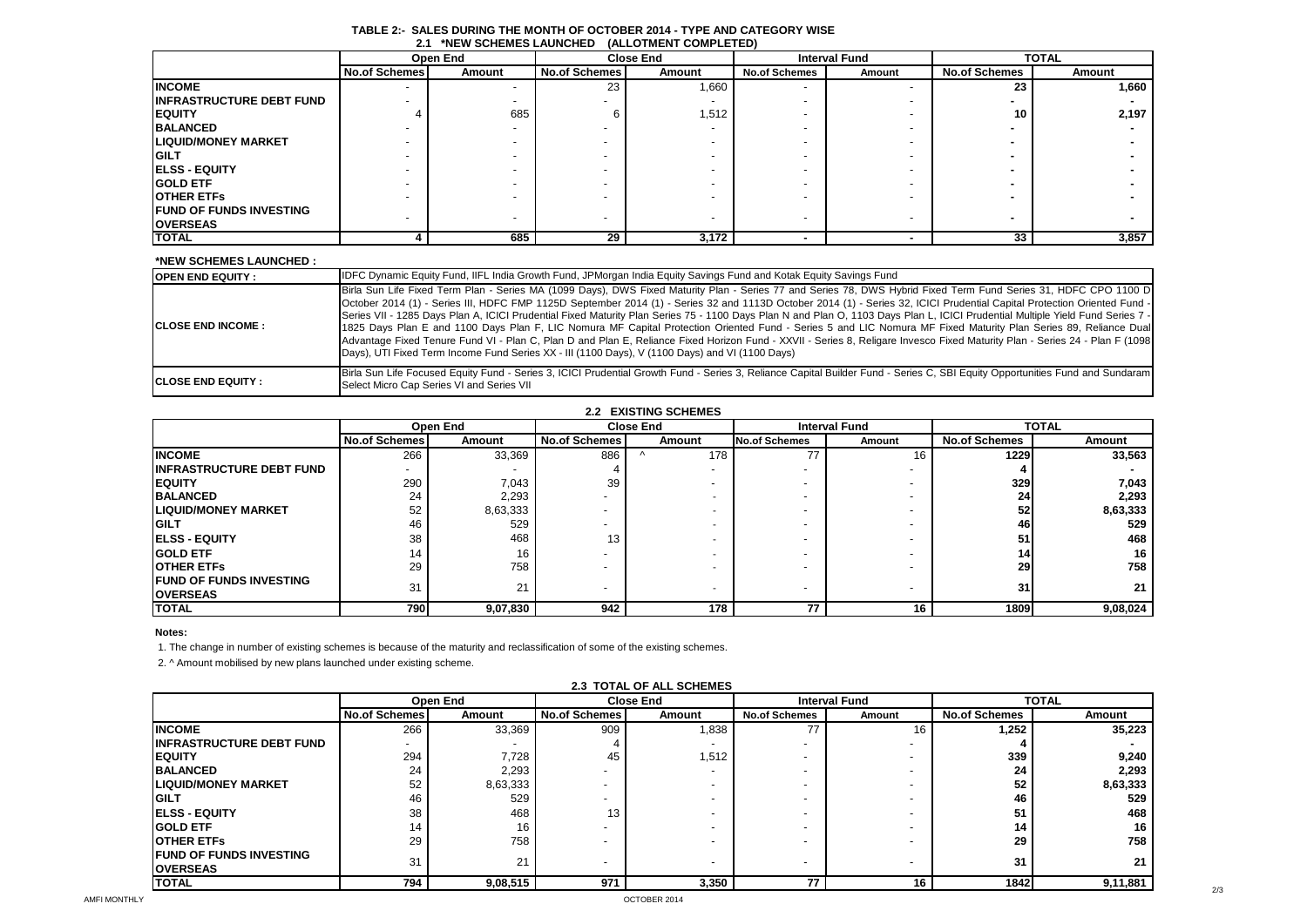# TABLE 2:- SALES DURING THE MONTH OF OCTOBER 2014 - TYPE AND CATEGORY WISE

## 2.1 *NEW SCHEMES LAUNCHED (ALLOTMENT COMPLETED)

| | Open End | | Close End | | Interval Fund | | TOTAL | |
|---|---|---|---|---|---|---|---|---|
| | No.of Schemes | Amount | No.of Schemes | Amount | No.of Schemes | Amount | No.of Schemes | Amount |
| **INCOME** | - | - | 23 | 1,660 | - | - | **23** | **1,660** |
| **INFRASTRUCTURE DEBT FUND** | - | - | - | - | - | - | **-** | **-** |
| **EQUITY** | 4 | 685 | 6 | 1,512 | - | - | **10** | **2,197** |
| **BALANCED** | - | - | - | - | - | - | **-** | **-** |
| **LIQUID/MONEY MARKET** | - | - | - | - | - | - | **-** | **-** |
| **GILT** | - | - | - | - | - | - | **-** | **-** |
| **ELSS - EQUITY** | - | - | - | - | - | - | **-** | **-** |
| **GOLD ETF** | - | - | - | - | - | - | **-** | **-** |
| **OTHER ETFs** | - | - | - | - | - | - | **-** | **-** |
| **FUND OF FUNDS INVESTING OVERSEAS** | - | - | - | - | - | - | **-** | **-** |
| **TOTAL** | **4** | **685** | **29** | **3,172** | **-** | **-** | **33** | **3,857** |

**\*NEW SCHEMES LAUNCHED :**

| | |
|---|---|
| **OPEN END EQUITY :** | IDFC Dynamic Equity Fund, IIFL India Growth Fund, JPMorgan India Equity Savings Fund and Kotak Equity Savings Fund |
| **CLOSE END INCOME :** | Birla Sun Life Fixed Term Plan - Series MA (1099 Days), DWS Fixed Maturity Plan - Series 77 and Series 78, DWS Hybrid Fixed Term Fund Series 31, HDFC CPO 1100 D October 2014 (1) - Series III, HDFC FMP 1125D September 2014 (1) - Series 32 and 1113D October 2014 (1) - Series 32, ICICI Prudential Capital Protection Oriented Fund - Series VII - 1285 Days Plan A, ICICI Prudential Fixed Maturity Plan Series 75 - 1100 Days Plan N and Plan O, 1103 Days Plan L, ICICI Prudential Multiple Yield Fund Series 7 - 1825 Days Plan E and 1100 Days Plan F, LIC Nomura MF Capital Protection Oriented Fund - Series 5 and LIC Nomura MF Fixed Maturity Plan Series 89, Reliance Dual Advantage Fixed Tenure Fund VI - Plan C, Plan D and Plan E, Reliance Fixed Horizon Fund - XXVII - Series 8, Religare Invesco Fixed Maturity Plan - Series 24 - Plan F (1098 Days), UTI Fixed Term Income Fund Series XX - III (1100 Days), V (1100 Days) and VI (1100 Days) |
| **CLOSE END EQUITY :** | Birla Sun Life Focused Equity Fund - Series 3, ICICI Prudential Growth Fund - Series 3, Reliance Capital Builder Fund - Series C, SBI Equity Opportunities Fund and Sundaram Select Micro Cap Series VI and Series VII |

## 2.2 EXISTING SCHEMES

| | Open End | | Close End | | Interval Fund | | TOTAL | |
|---|---|---|---|---|---|---|---|---|
| | No.of Schemes | Amount | No.of Schemes | Amount | No.of Schemes | Amount | No.of Schemes | Amount |
| **INCOME** | 266 | 33,369 | 886 | ^ 178 | 77 | 16 | **1229** | **33,563** |
| **INFRASTRUCTURE DEBT FUND** | - | - | 4 | - | - | - | **4** | **-** |
| **EQUITY** | 290 | 7,043 | 39 | - | - | - | **329** | **7,043** |
| **BALANCED** | 24 | 2,293 | - | - | - | - | **24** | **2,293** |
| **LIQUID/MONEY MARKET** | 52 | 8,63,333 | - | - | - | - | **52** | **8,63,333** |
| **GILT** | 46 | 529 | - | - | - | - | **46** | **529** |
| **ELSS - EQUITY** | 38 | 468 | 13 | - | - | - | **51** | **468** |
| **GOLD ETF** | 14 | 16 | - | - | - | - | **14** | **16** |
| **OTHER ETFs** | 29 | 758 | - | - | - | - | **29** | **758** |
| **FUND OF FUNDS INVESTING OVERSEAS** | 31 | 21 | - | - | - | - | **31** | **21** |
| **TOTAL** | **790** | **9,07,830** | **942** | **178** | **77** | **16** | **1809** | **9,08,024** |

**Notes:**

1. The change in number of existing schemes is because of the maturity and reclassification of some of the existing schemes.
2. ^ Amount mobilised by new plans launched under existing scheme.

## 2.3 TOTAL OF ALL SCHEMES

| | Open End | | Close End | | Interval Fund | | TOTAL | |
|---|---|---|---|---|---|---|---|---|
| | No.of Schemes | Amount | No.of Schemes | Amount | No.of Schemes | Amount | No.of Schemes | Amount |
| **INCOME** | 266 | 33,369 | 909 | 1,838 | 77 | 16 | **1,252** | **35,223** |
| **INFRASTRUCTURE DEBT FUND** | - | - | 4 | - | - | - | **4** | **-** |
| **EQUITY** | 294 | 7,728 | 45 | 1,512 | - | - | **339** | **9,240** |
| **BALANCED** | 24 | 2,293 | - | - | - | - | **24** | **2,293** |
| **LIQUID/MONEY MARKET** | 52 | 8,63,333 | - | - | - | - | **52** | **8,63,333** |
| **GILT** | 46 | 529 | - | - | - | - | **46** | **529** |
| **ELSS - EQUITY** | 38 | 468 | 13 | - | - | - | **51** | **468** |
| **GOLD ETF** | 14 | 16 | - | - | - | - | **14** | **16** |
| **OTHER ETFs** | 29 | 758 | - | - | - | - | **29** | **758** |
| **FUND OF FUNDS INVESTING OVERSEAS** | 31 | 21 | - | - | - | - | **31** | **21** |
| **TOTAL** | **794** | **9,08,515** | **971** | **3,350** | **77** | **16** | **1842** | **9,11,881** |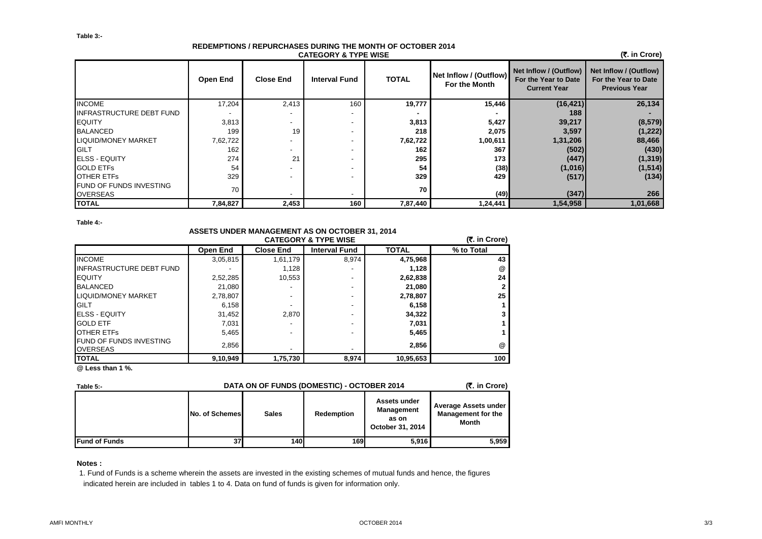Table 3:-

## REDEMPTIONS / REPURCHASES DURING THE MONTH OF OCTOBER 2014

### CATEGORY & TYPE WISE

(₹. in Crore)

| | Open End | Close End | Interval Fund | TOTAL | Net Inflow / (Outflow) For the Month | Net Inflow / (Outflow) For the Year to Date Current Year | Net Inflow / (Outflow) For the Year to Date Previous Year |
|---|---|---|---|---|---|---|---|
| INCOME | 17,204 | 2,413 | 160 | **19,777** | **15,446** | **(16,421)** | **26,134** |
| INFRASTRUCTURE DEBT FUND | - | - | - | **-** | **-** | **188** | **-** |
| EQUITY | 3,813 | - | - | **3,813** | **5,427** | **39,217** | **(8,579)** |
| BALANCED | 199 | 19 | - | **218** | **2,075** | **3,597** | **(1,222)** |
| LIQUID/MONEY MARKET | 7,62,722 | - | - | **7,62,722** | **1,00,611** | **1,31,206** | **88,466** |
| GILT | 162 | - | - | **162** | **367** | **(502)** | **(430)** |
| ELSS - EQUITY | 274 | 21 | - | **295** | **173** | **(447)** | **(1,319)** |
| GOLD ETFs | 54 | - | - | **54** | **(38)** | **(1,016)** | **(1,514)** |
| OTHER ETFs | 329 | - | - | **329** | **429** | **(517)** | **(134)** |
| FUND OF FUNDS INVESTING OVERSEAS | 70 | - | - | **70** | **(49)** | **(347)** | **266** |
| **TOTAL** | **7,84,827** | **2,453** | **160** | **7,87,440** | **1,24,441** | **1,54,958** | **1,01,668** |

Table 4:-

## ASSETS UNDER MANAGEMENT AS ON OCTOBER 31, 2014

### CATEGORY & TYPE WISE

(₹. in Crore)

| | Open End | Close End | Interval Fund | TOTAL | % to Total |
|---|---|---|---|---|---|
| INCOME | 3,05,815 | 1,61,179 | 8,974 | **4,75,968** | **43** |
| INFRASTRUCTURE DEBT FUND | - | 1,128 | - | **1,128** | **@** |
| EQUITY | 2,52,285 | 10,553 | - | **2,62,838** | **24** |
| BALANCED | 21,080 | - | - | **21,080** | **2** |
| LIQUID/MONEY MARKET | 2,78,807 | - | - | **2,78,807** | **25** |
| GILT | 6,158 | - | - | **6,158** | **1** |
| ELSS - EQUITY | 31,452 | 2,870 | - | **34,322** | **3** |
| GOLD ETF | 7,031 | - | - | **7,031** | **1** |
| OTHER ETFs | 5,465 | - | - | **5,465** | **1** |
| FUND OF FUNDS INVESTING OVERSEAS | 2,856 | - | - | **2,856** | **@** |
| **TOTAL** | **9,10,949** | **1,75,730** | **8,974** | **10,95,653** | **100** |

**@ Less than 1 %.**

Table 5:-

## DATA ON OF FUNDS (DOMESTIC) - OCTOBER 2014

(₹. in Crore)

| | No. of Schemes | Sales | Redemption | Assets under Management as on October 31, 2014 | Average Assets under Management for the Month |
|---|---|---|---|---|---|
| **Fund of Funds** | **37** | **140** | **169** | **5,916** | **5,959** |

**Notes :**

1. Fund of Funds is a scheme wherein the assets are invested in the existing schemes of mutual funds and hence, the figures indicated herein are included in tables 1 to 4. Data on fund of funds is given for information only.